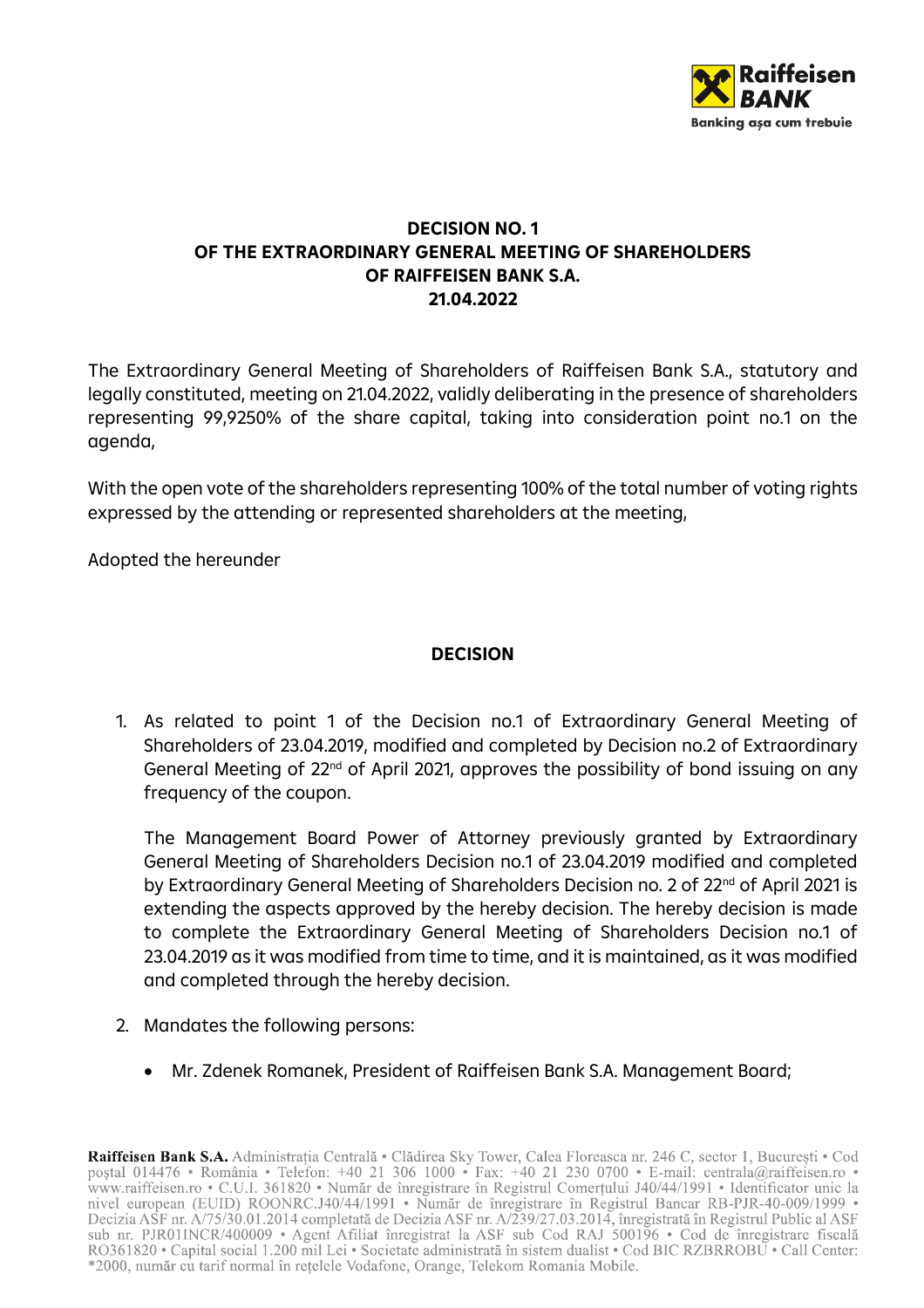**DECISION NO. 1**
**OF THE EXTRAORDINARY GENERAL MEETING OF SHAREHOLDERS**
**OF RAIFFEISEN BANK S.A.**
**21.04.2022**

The Extraordinary General Meeting of Shareholders of Raiffeisen Bank S.A., statutory and legally constituted, meeting on 21.04.2022, validly deliberating in the presence of shareholders representing 99,9250% of the share capital, taking into consideration point no.1 on the agenda,

With the open vote of the shareholders representing 100% of the total number of voting rights expressed by the attending or represented shareholders at the meeting,

Adopted the hereunder

**DECISION**

1. As related to point 1 of the Decision no.1 of Extraordinary General Meeting of Shareholders of 23.04.2019, modified and completed by Decision no.2 of Extraordinary General Meeting of 22nd of April 2021, approves the possibility of bond issuing on any frequency of the coupon.

   The Management Board Power of Attorney previously granted by Extraordinary General Meeting of Shareholders Decision no.1 of 23.04.2019 modified and completed by Extraordinary General Meeting of Shareholders Decision no. 2 of 22nd of April 2021 is extending the aspects approved by the hereby decision. The hereby decision is made to complete the Extraordinary General Meeting of Shareholders Decision no.1 of 23.04.2019 as it was modified from time to time, and it is maintained, as it was modified and completed through the hereby decision.

2. Mandates the following persons:

   - Mr. Zdenek Romanek, President of Raiffeisen Bank S.A. Management Board;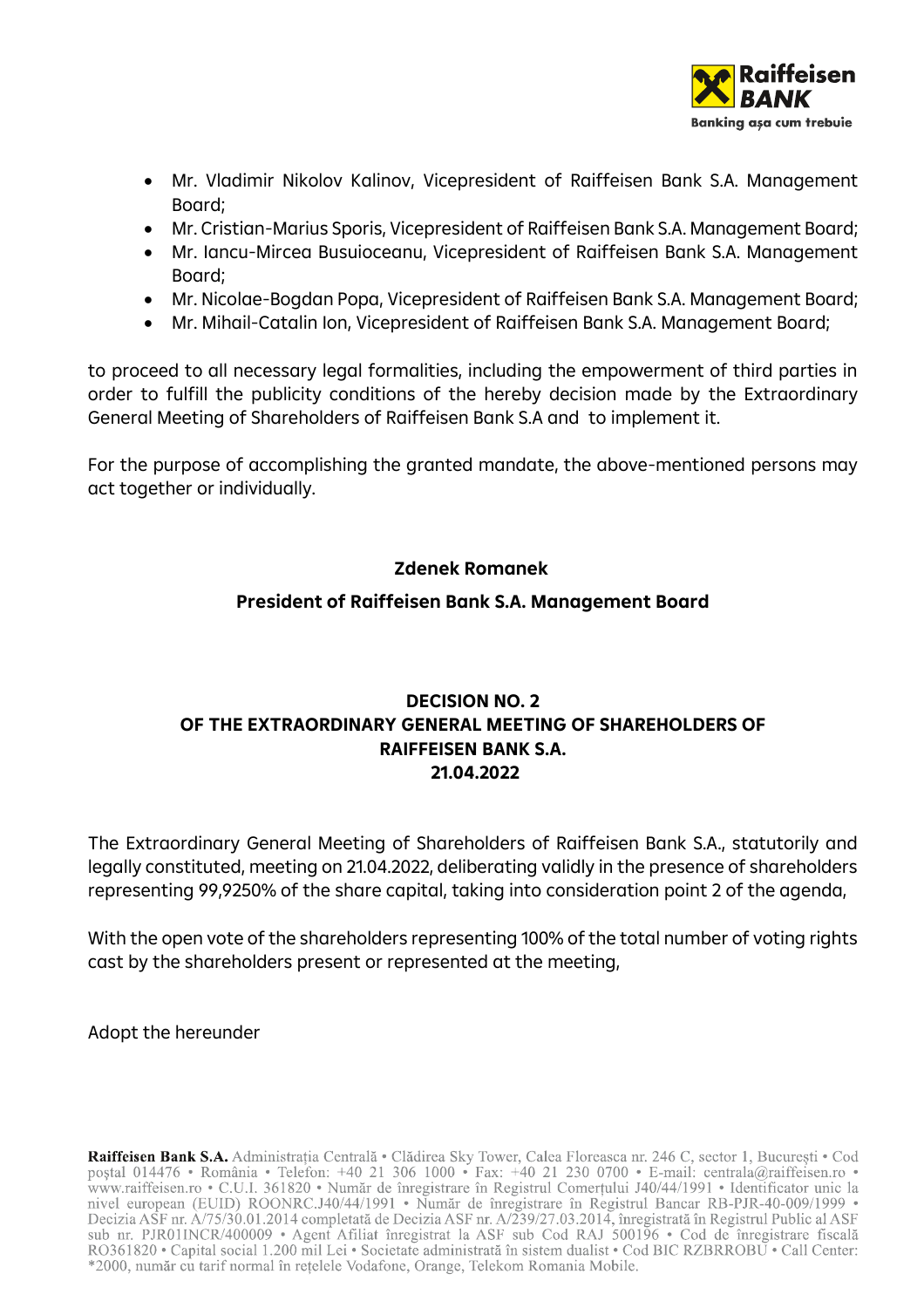- Mr. Vladimir Nikolov Kalinov, Vicepresident of Raiffeisen Bank S.A. Management Board;
- Mr. Cristian-Marius Sporis, Vicepresident of Raiffeisen Bank S.A. Management Board;
- Mr. Iancu-Mircea Busuioceanu, Vicepresident of Raiffeisen Bank S.A. Management Board;
- Mr. Nicolae-Bogdan Popa, Vicepresident of Raiffeisen Bank S.A. Management Board;
- Mr. Mihail-Catalin Ion, Vicepresident of Raiffeisen Bank S.A. Management Board;

to proceed to all necessary legal formalities, including the empowerment of third parties in order to fulfill the publicity conditions of the hereby decision made by the Extraordinary General Meeting of Shareholders of Raiffeisen Bank S.A and to implement it.

For the purpose of accomplishing the granted mandate, the above-mentioned persons may act together or individually.

**Zdenek Romanek**

**President of Raiffeisen Bank S.A. Management Board**

**DECISION NO. 2**
**OF THE EXTRAORDINARY GENERAL MEETING OF SHAREHOLDERS OF RAIFFEISEN BANK S.A.**
**21.04.2022**

The Extraordinary General Meeting of Shareholders of Raiffeisen Bank S.A., statutorily and legally constituted, meeting on 21.04.2022, deliberating validly in the presence of shareholders representing 99,9250% of the share capital, taking into consideration point 2 of the agenda,

With the open vote of the shareholders representing 100% of the total number of voting rights cast by the shareholders present or represented at the meeting,

Adopt the hereunder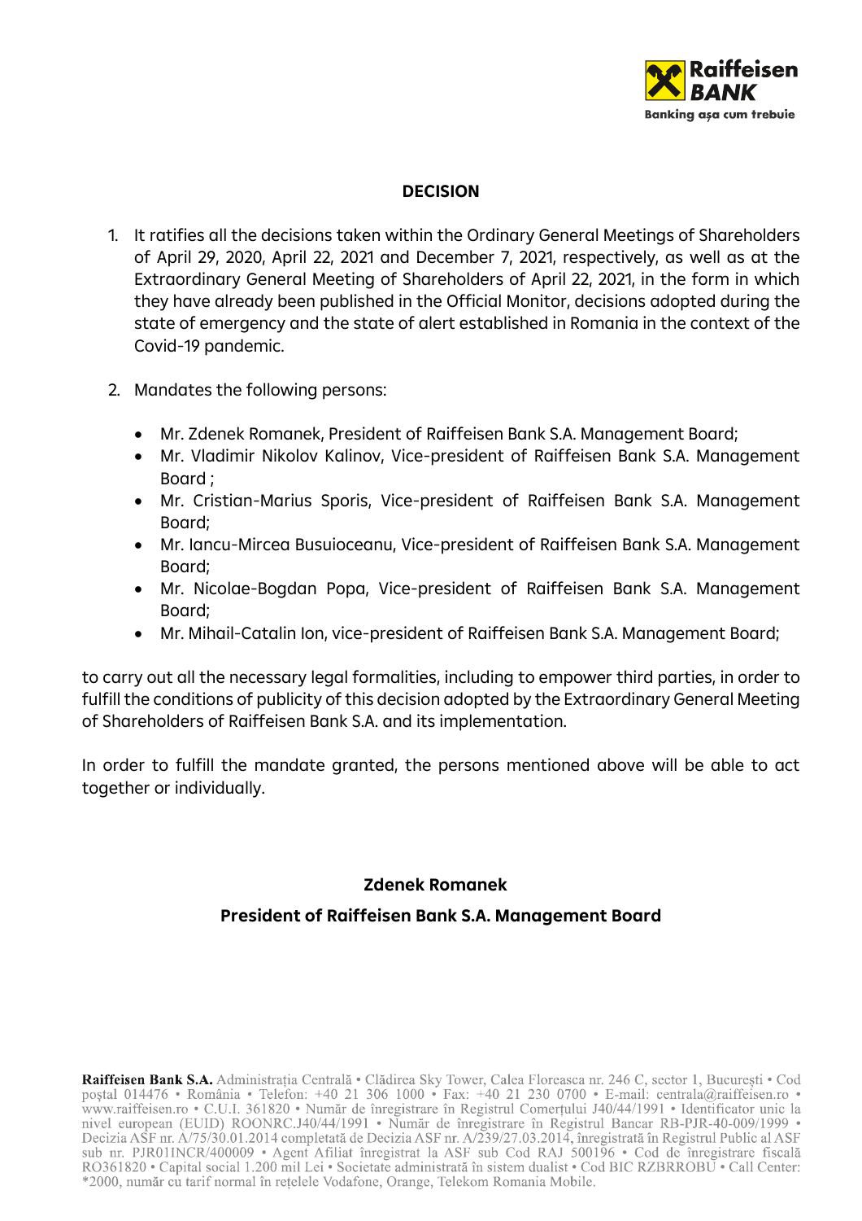## DECISION

1. It ratifies all the decisions taken within the Ordinary General Meetings of Shareholders of April 29, 2020, April 22, 2021 and December 7, 2021, respectively, as well as at the Extraordinary General Meeting of Shareholders of April 22, 2021, in the form in which they have already been published in the Official Monitor, decisions adopted during the state of emergency and the state of alert established in Romania in the context of the Covid-19 pandemic.

2. Mandates the following persons:

   - Mr. Zdenek Romanek, President of Raiffeisen Bank S.A. Management Board;
   - Mr. Vladimir Nikolov Kalinov, Vice-president of Raiffeisen Bank S.A. Management Board ;
   - Mr. Cristian-Marius Sporis, Vice-president of Raiffeisen Bank S.A. Management Board;
   - Mr. Iancu-Mircea Busuioceanu, Vice-president of Raiffeisen Bank S.A. Management Board;
   - Mr. Nicolae-Bogdan Popa, Vice-president of Raiffeisen Bank S.A. Management Board;
   - Mr. Mihail-Catalin Ion, vice-president of Raiffeisen Bank S.A. Management Board;

to carry out all the necessary legal formalities, including to empower third parties, in order to fulfill the conditions of publicity of this decision adopted by the Extraordinary General Meeting of Shareholders of Raiffeisen Bank S.A. and its implementation.

In order to fulfill the mandate granted, the persons mentioned above will be able to act together or individually.

**Zdenek Romanek**

**President of Raiffeisen Bank S.A. Management Board**

**Raiffeisen Bank S.A.** Administrația Centrală • Clădirea Sky Tower, Calea Floreasca nr. 246 C, sector 1, București • Cod poștal 014476 • România • Telefon: +40 21 306 1000 • Fax: +40 21 230 0700 • E-mail: centrala@raiffeisen.ro • www.raiffeisen.ro • C.U.I. 361820 • Număr de înregistrare în Registrul Comerțului J40/44/1991 • Identificator unic la nivel european (EUID) ROONRC.J40/44/1991 • Număr de înregistrare în Registrul Bancar RB-PJR-40-009/1999 • Decizia ASF nr. A/75/30.01.2014 completată de Decizia ASF nr. A/239/27.03.2014, înregistrată în Registrul Public al ASF sub nr. PJR01INCR/400009 • Agent Afiliat înregistrat la ASF sub Cod RAJ 500196 • Cod de înregistrare fiscală RO361820 • Capital social 1.200 mil Lei • Societate administrată în sistem dualist • Cod BIC RZBRROBU • Call Center: *2000, număr cu tarif normal în rețelele Vodafone, Orange, Telekom Romania Mobile.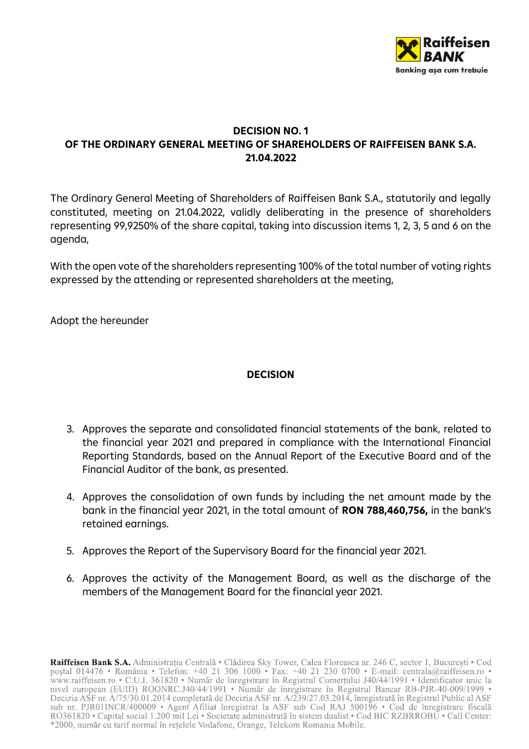**DECISION NO. 1**
**OF THE ORDINARY GENERAL MEETING OF SHAREHOLDERS OF RAIFFEISEN BANK S.A.**
**21.04.2022**

The Ordinary General Meeting of Shareholders of Raiffeisen Bank S.A., statutorily and legally constituted, meeting on 21.04.2022, validly deliberating in the presence of shareholders representing 99,9250% of the share capital, taking into discussion items 1, 2, 3, 5 and 6 on the agenda,

With the open vote of the shareholders representing 100% of the total number of voting rights expressed by the attending or represented shareholders at the meeting,

Adopt the hereunder

**DECISION**

3. Approves the separate and consolidated financial statements of the bank, related to the financial year 2021 and prepared in compliance with the International Financial Reporting Standards, based on the Annual Report of the Executive Board and of the Financial Auditor of the bank, as presented.

4. Approves the consolidation of own funds by including the net amount made by the bank in the financial year 2021, in the total amount of **RON 788,460,756,** in the bank's retained earnings.

5. Approves the Report of the Supervisory Board for the financial year 2021.

6. Approves the activity of the Management Board, as well as the discharge of the members of the Management Board for the financial year 2021.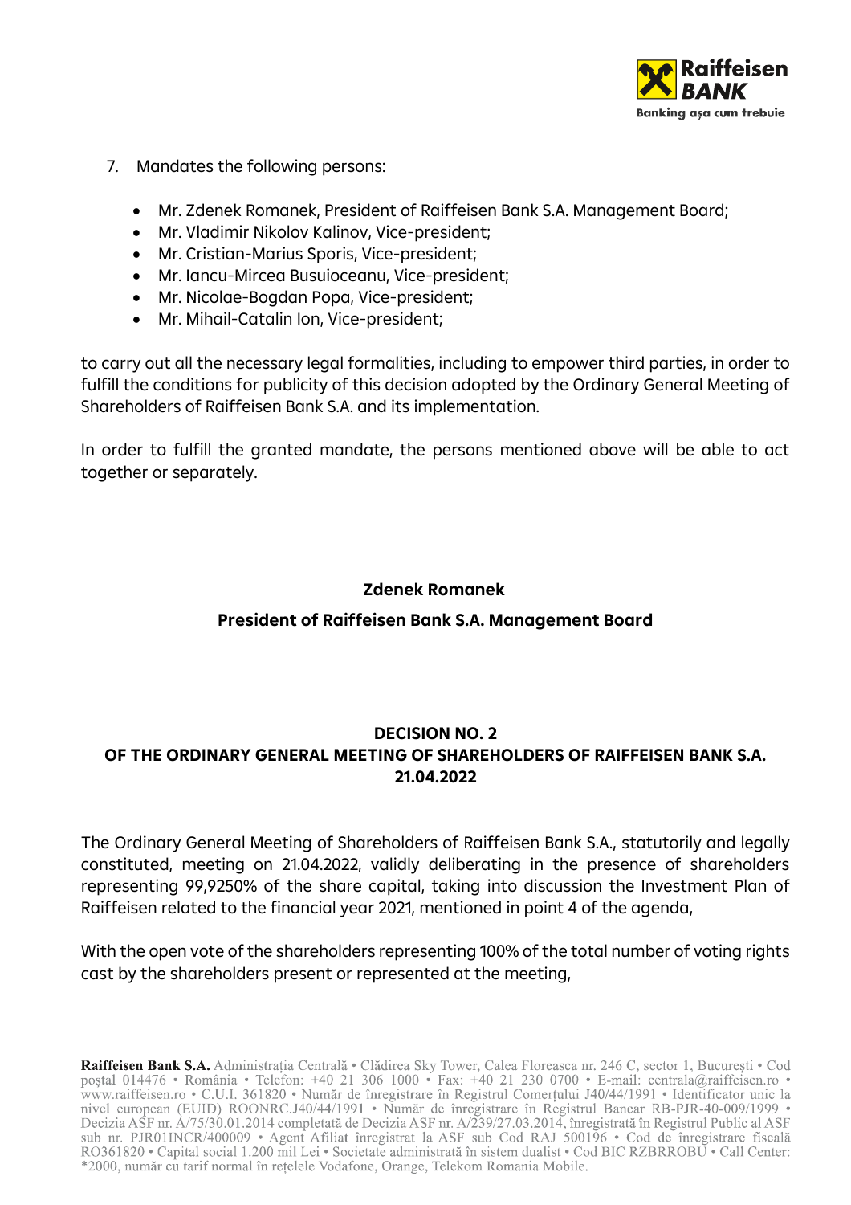7. Mandates the following persons:

- Mr. Zdenek Romanek, President of Raiffeisen Bank S.A. Management Board;
- Mr. Vladimir Nikolov Kalinov, Vice-president;
- Mr. Cristian-Marius Sporis, Vice-president;
- Mr. Iancu-Mircea Busuioceanu, Vice-president;
- Mr. Nicolae-Bogdan Popa, Vice-president;
- Mr. Mihail-Catalin Ion, Vice-president;

to carry out all the necessary legal formalities, including to empower third parties, in order to fulfill the conditions for publicity of this decision adopted by the Ordinary General Meeting of Shareholders of Raiffeisen Bank S.A. and its implementation.

In order to fulfill the granted mandate, the persons mentioned above will be able to act together or separately.

**Zdenek Romanek**

**President of Raiffeisen Bank S.A. Management Board**

## DECISION NO. 2
## OF THE ORDINARY GENERAL MEETING OF SHAREHOLDERS OF RAIFFEISEN BANK S.A.
## 21.04.2022

The Ordinary General Meeting of Shareholders of Raiffeisen Bank S.A., statutorily and legally constituted, meeting on 21.04.2022, validly deliberating in the presence of shareholders representing 99,9250% of the share capital, taking into discussion the Investment Plan of Raiffeisen related to the financial year 2021, mentioned in point 4 of the agenda,

With the open vote of the shareholders representing 100% of the total number of voting rights cast by the shareholders present or represented at the meeting,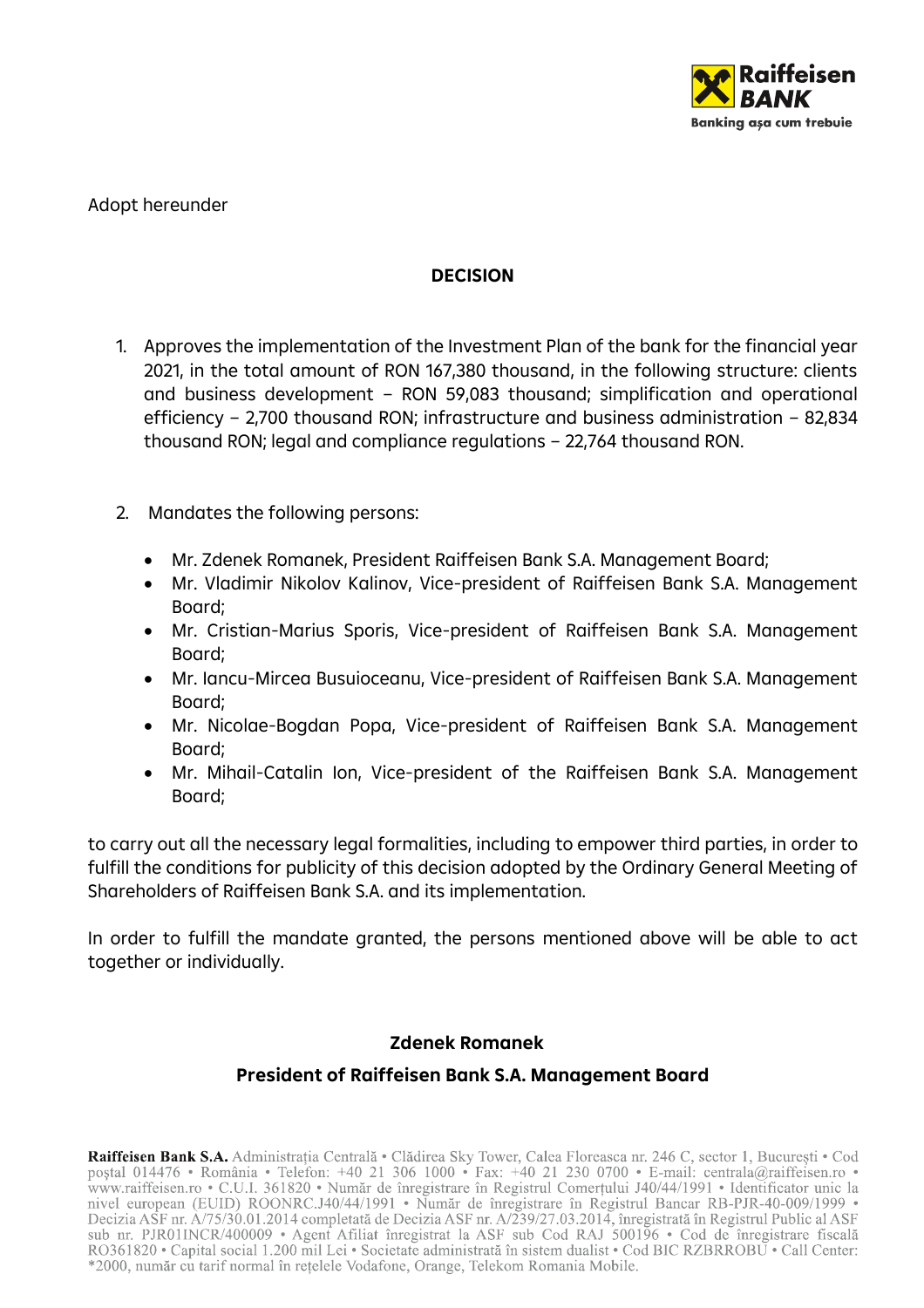Adopt hereunder

**DECISION**

1. Approves the implementation of the Investment Plan of the bank for the financial year 2021, in the total amount of RON 167,380 thousand, in the following structure: clients and business development – RON 59,083 thousand; simplification and operational efficiency – 2,700 thousand RON; infrastructure and business administration – 82,834 thousand RON; legal and compliance regulations – 22,764 thousand RON.

2. Mandates the following persons:

   - Mr. Zdenek Romanek, President Raiffeisen Bank S.A. Management Board;
   - Mr. Vladimir Nikolov Kalinov, Vice-president of Raiffeisen Bank S.A. Management Board;
   - Mr. Cristian-Marius Sporis, Vice-president of Raiffeisen Bank S.A. Management Board;
   - Mr. Iancu-Mircea Busuioceanu, Vice-president of Raiffeisen Bank S.A. Management Board;
   - Mr. Nicolae-Bogdan Popa, Vice-president of Raiffeisen Bank S.A. Management Board;
   - Mr. Mihail-Catalin Ion, Vice-president of the Raiffeisen Bank S.A. Management Board;

to carry out all the necessary legal formalities, including to empower third parties, in order to fulfill the conditions for publicity of this decision adopted by the Ordinary General Meeting of Shareholders of Raiffeisen Bank S.A. and its implementation.

In order to fulfill the mandate granted, the persons mentioned above will be able to act together or individually.

**Zdenek Romanek**

**President of Raiffeisen Bank S.A. Management Board**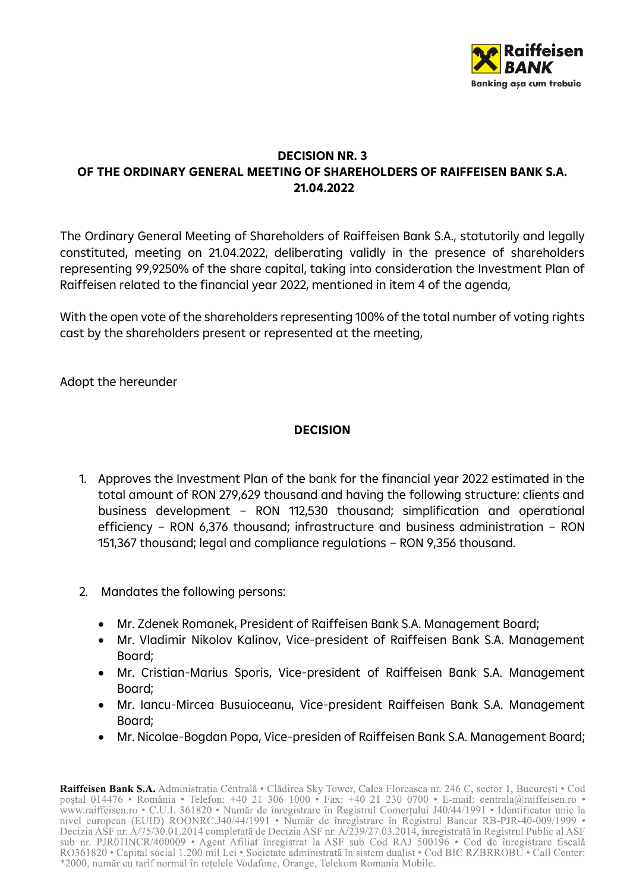**DECISION NR. 3**
**OF THE ORDINARY GENERAL MEETING OF SHAREHOLDERS OF RAIFFEISEN BANK S.A.**
**21.04.2022**

The Ordinary General Meeting of Shareholders of Raiffeisen Bank S.A., statutorily and legally constituted, meeting on 21.04.2022, deliberating validly in the presence of shareholders representing 99,9250% of the share capital, taking into consideration the Investment Plan of Raiffeisen related to the financial year 2022, mentioned in item 4 of the agenda,

With the open vote of the shareholders representing 100% of the total number of voting rights cast by the shareholders present or represented at the meeting,

Adopt the hereunder

**DECISION**

1. Approves the Investment Plan of the bank for the financial year 2022 estimated in the total amount of RON 279,629 thousand and having the following structure: clients and business development – RON 112,530 thousand; simplification and operational efficiency – RON 6,376 thousand; infrastructure and business administration – RON 151,367 thousand; legal and compliance regulations – RON 9,356 thousand.

2. Mandates the following persons:

   - Mr. Zdenek Romanek, President of Raiffeisen Bank S.A. Management Board;
   - Mr. Vladimir Nikolov Kalinov, Vice-president of Raiffeisen Bank S.A. Management Board;
   - Mr. Cristian-Marius Sporis, Vice-president of Raiffeisen Bank S.A. Management Board;
   - Mr. Iancu-Mircea Busuioceanu, Vice-president Raiffeisen Bank S.A. Management Board;
   - Mr. Nicolae-Bogdan Popa, Vice-presiden of Raiffeisen Bank S.A. Management Board;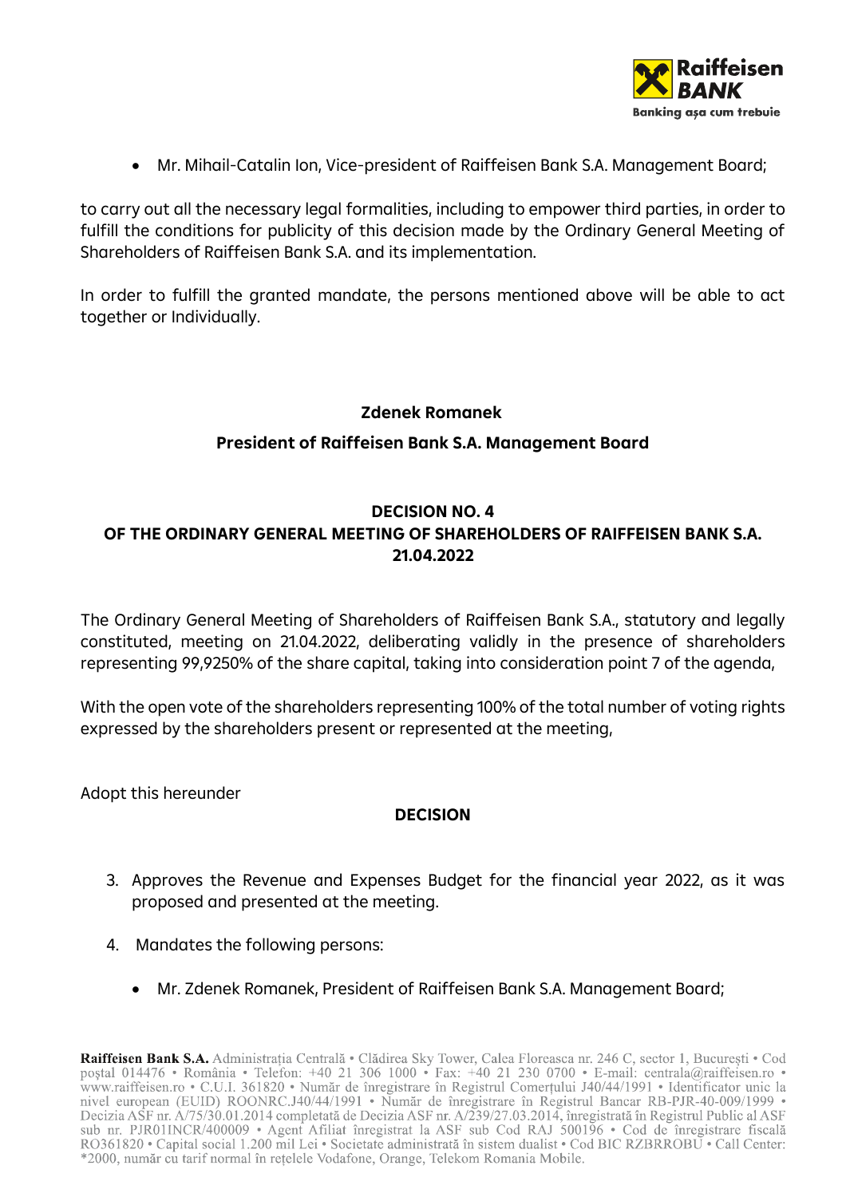- Mr. Mihail-Catalin Ion, Vice-president of Raiffeisen Bank S.A. Management Board;

to carry out all the necessary legal formalities, including to empower third parties, in order to fulfill the conditions for publicity of this decision made by the Ordinary General Meeting of Shareholders of Raiffeisen Bank S.A. and its implementation.

In order to fulfill the granted mandate, the persons mentioned above will be able to act together or Individually.

**Zdenek Romanek**

**President of Raiffeisen Bank S.A. Management Board**

## DECISION NO. 4
## OF THE ORDINARY GENERAL MEETING OF SHAREHOLDERS OF RAIFFEISEN BANK S.A.
## 21.04.2022

The Ordinary General Meeting of Shareholders of Raiffeisen Bank S.A., statutory and legally constituted, meeting on 21.04.2022, deliberating validly in the presence of shareholders representing 99,9250% of the share capital, taking into consideration point 7 of the agenda,

With the open vote of the shareholders representing 100% of the total number of voting rights expressed by the shareholders present or represented at the meeting,

Adopt this hereunder

**DECISION**

3. Approves the Revenue and Expenses Budget for the financial year 2022, as it was proposed and presented at the meeting.

4. Mandates the following persons:

   - Mr. Zdenek Romanek, President of Raiffeisen Bank S.A. Management Board;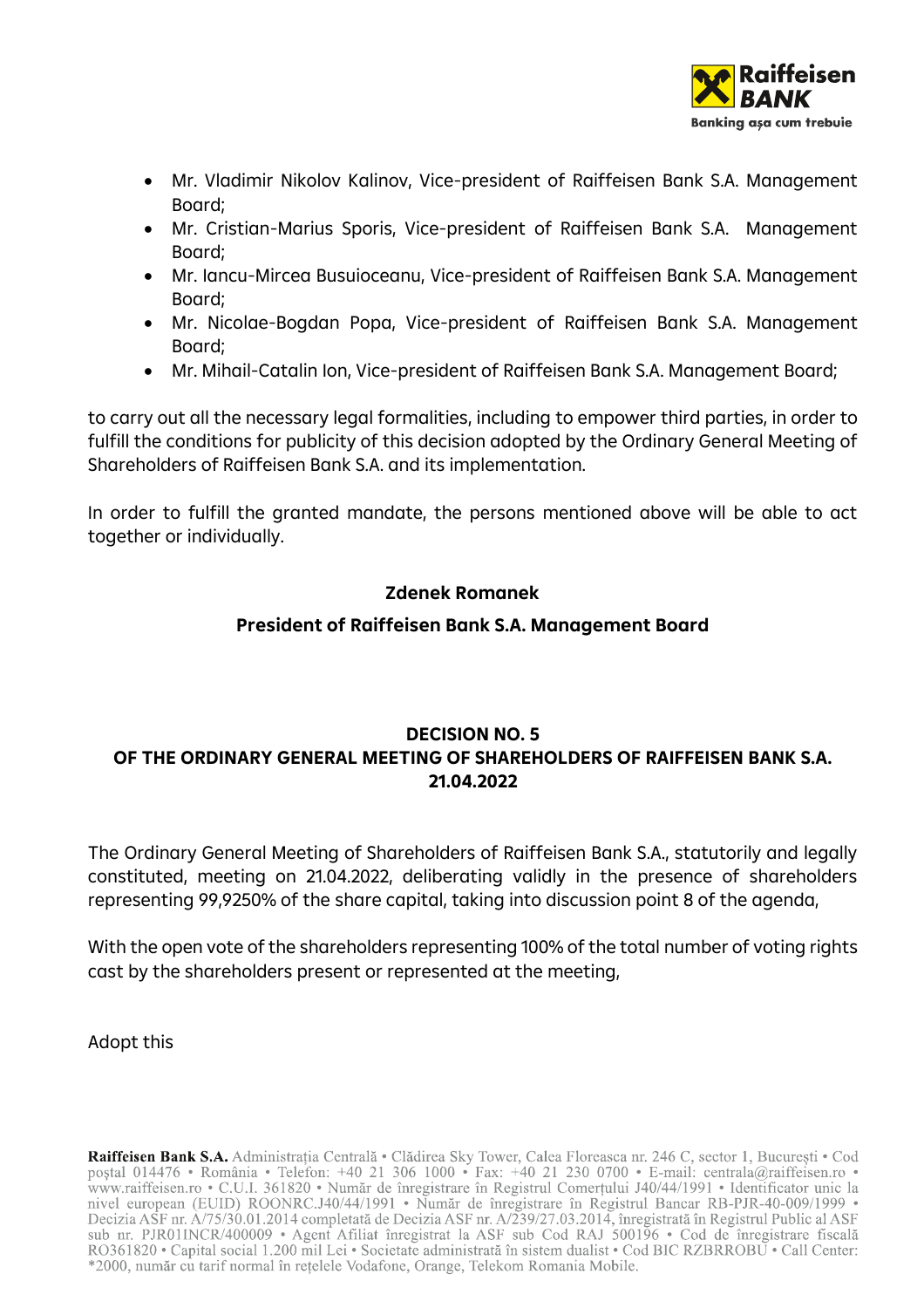- Mr. Vladimir Nikolov Kalinov, Vice-president of Raiffeisen Bank S.A. Management Board;
- Mr. Cristian-Marius Sporis, Vice-president of Raiffeisen Bank S.A. Management Board;
- Mr. Iancu-Mircea Busuioceanu, Vice-president of Raiffeisen Bank S.A. Management Board;
- Mr. Nicolae-Bogdan Popa, Vice-president of Raiffeisen Bank S.A. Management Board;
- Mr. Mihail-Catalin Ion, Vice-president of Raiffeisen Bank S.A. Management Board;

to carry out all the necessary legal formalities, including to empower third parties, in order to fulfill the conditions for publicity of this decision adopted by the Ordinary General Meeting of Shareholders of Raiffeisen Bank S.A. and its implementation.

In order to fulfill the granted mandate, the persons mentioned above will be able to act together or individually.

**Zdenek Romanek**

**President of Raiffeisen Bank S.A. Management Board**

## DECISION NO. 5
## OF THE ORDINARY GENERAL MEETING OF SHAREHOLDERS OF RAIFFEISEN BANK S.A.
## 21.04.2022

The Ordinary General Meeting of Shareholders of Raiffeisen Bank S.A., statutorily and legally constituted, meeting on 21.04.2022, deliberating validly in the presence of shareholders representing 99,9250% of the share capital, taking into discussion point 8 of the agenda,

With the open vote of the shareholders representing 100% of the total number of voting rights cast by the shareholders present or represented at the meeting,

Adopt this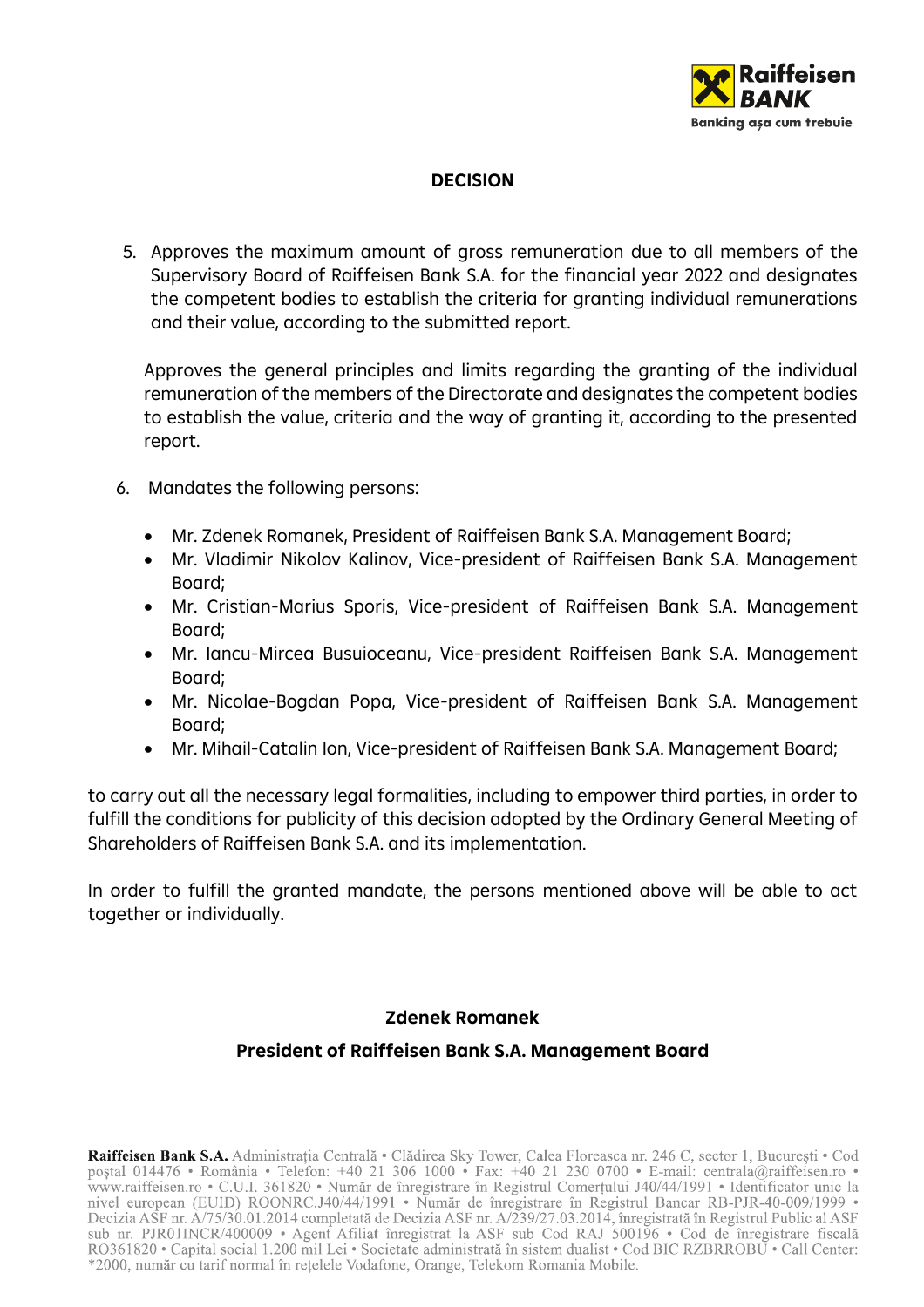## DECISION

5. Approves the maximum amount of gross remuneration due to all members of the Supervisory Board of Raiffeisen Bank S.A. for the financial year 2022 and designates the competent bodies to establish the criteria for granting individual remunerations and their value, according to the submitted report.

   Approves the general principles and limits regarding the granting of the individual remuneration of the members of the Directorate and designates the competent bodies to establish the value, criteria and the way of granting it, according to the presented report.

6. Mandates the following persons:

   - Mr. Zdenek Romanek, President of Raiffeisen Bank S.A. Management Board;
   - Mr. Vladimir Nikolov Kalinov, Vice-president of Raiffeisen Bank S.A. Management Board;
   - Mr. Cristian-Marius Sporis, Vice-president of Raiffeisen Bank S.A. Management Board;
   - Mr. Iancu-Mircea Busuioceanu, Vice-president Raiffeisen Bank S.A. Management Board;
   - Mr. Nicolae-Bogdan Popa, Vice-president of Raiffeisen Bank S.A. Management Board;
   - Mr. Mihail-Catalin Ion, Vice-president of Raiffeisen Bank S.A. Management Board;

to carry out all the necessary legal formalities, including to empower third parties, in order to fulfill the conditions for publicity of this decision adopted by the Ordinary General Meeting of Shareholders of Raiffeisen Bank S.A. and its implementation.

In order to fulfill the granted mandate, the persons mentioned above will be able to act together or individually.

**Zdenek Romanek**

**President of Raiffeisen Bank S.A. Management Board**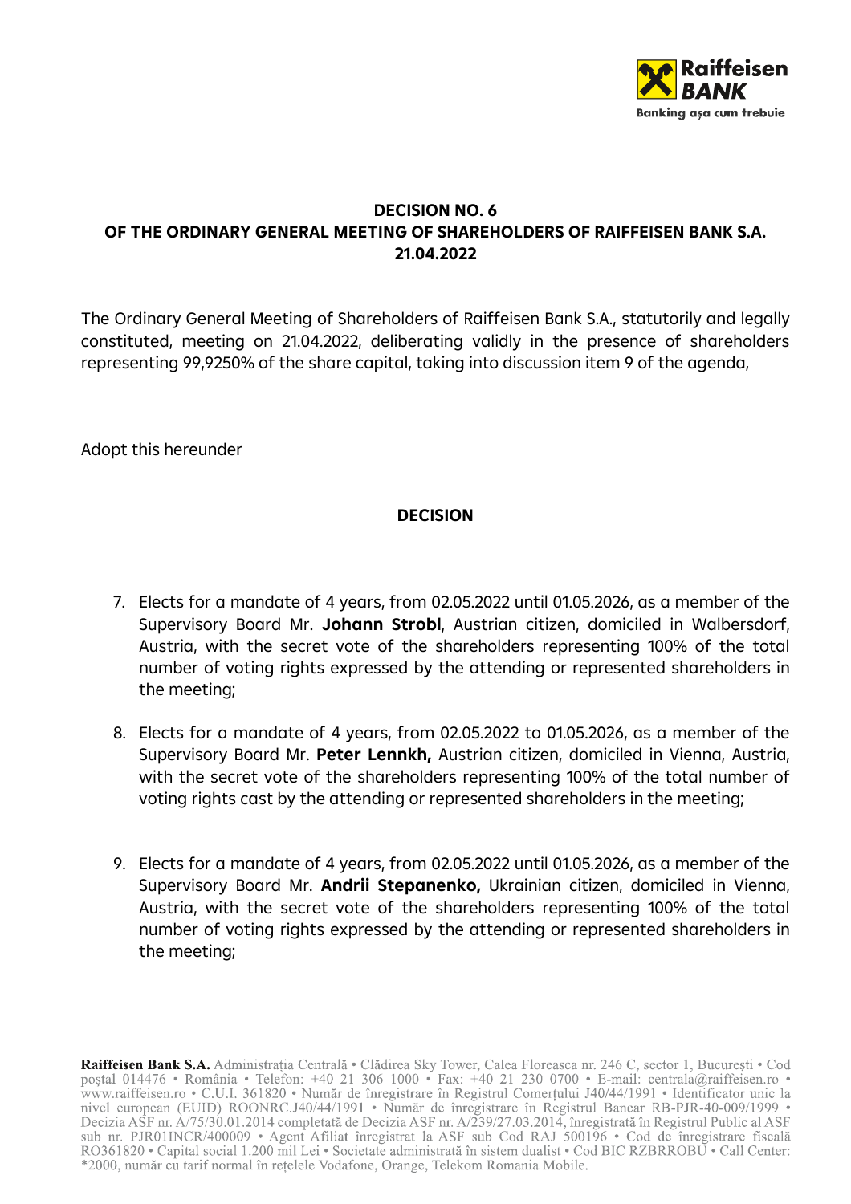**DECISION NO. 6**
**OF THE ORDINARY GENERAL MEETING OF SHAREHOLDERS OF RAIFFEISEN BANK S.A.**
**21.04.2022**

The Ordinary General Meeting of Shareholders of Raiffeisen Bank S.A., statutorily and legally constituted, meeting on 21.04.2022, deliberating validly in the presence of shareholders representing 99,9250% of the share capital, taking into discussion item 9 of the agenda,

Adopt this hereunder

**DECISION**

7. Elects for a mandate of 4 years, from 02.05.2022 until 01.05.2026, as a member of the Supervisory Board Mr. **Johann Strobl**, Austrian citizen, domiciled in Walbersdorf, Austria, with the secret vote of the shareholders representing 100% of the total number of voting rights expressed by the attending or represented shareholders in the meeting;

8. Elects for a mandate of 4 years, from 02.05.2022 to 01.05.2026, as a member of the Supervisory Board Mr. **Peter Lennkh,** Austrian citizen, domiciled in Vienna, Austria, with the secret vote of the shareholders representing 100% of the total number of voting rights cast by the attending or represented shareholders in the meeting;

9. Elects for a mandate of 4 years, from 02.05.2022 until 01.05.2026, as a member of the Supervisory Board Mr. **Andrii Stepanenko,** Ukrainian citizen, domiciled in Vienna, Austria, with the secret vote of the shareholders representing 100% of the total number of voting rights expressed by the attending or represented shareholders in the meeting;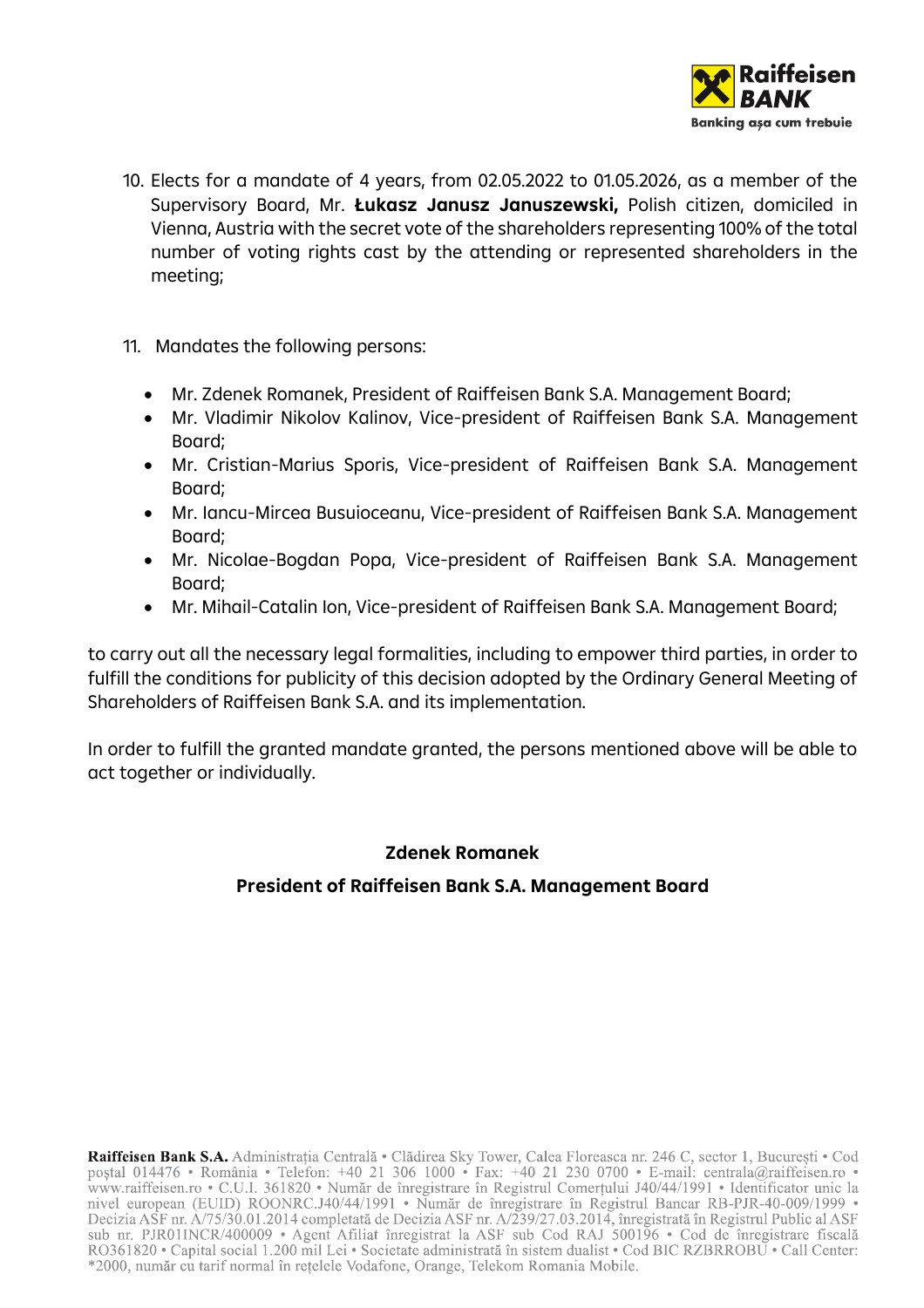10. Elects for a mandate of 4 years, from 02.05.2022 to 01.05.2026, as a member of the Supervisory Board, Mr. **Łukasz Janusz Januszewski,** Polish citizen, domiciled in Vienna, Austria with the secret vote of the shareholders representing 100% of the total number of voting rights cast by the attending or represented shareholders in the meeting;

11. Mandates the following persons:

   - Mr. Zdenek Romanek, President of Raiffeisen Bank S.A. Management Board;
   - Mr. Vladimir Nikolov Kalinov, Vice-president of Raiffeisen Bank S.A. Management Board;
   - Mr. Cristian-Marius Sporis, Vice-president of Raiffeisen Bank S.A. Management Board;
   - Mr. Iancu-Mircea Busuioceanu, Vice-president of Raiffeisen Bank S.A. Management Board;
   - Mr. Nicolae-Bogdan Popa, Vice-president of Raiffeisen Bank S.A. Management Board;
   - Mr. Mihail-Catalin Ion, Vice-president of Raiffeisen Bank S.A. Management Board;

to carry out all the necessary legal formalities, including to empower third parties, in order to fulfill the conditions for publicity of this decision adopted by the Ordinary General Meeting of Shareholders of Raiffeisen Bank S.A. and its implementation.

In order to fulfill the granted mandate granted, the persons mentioned above will be able to act together or individually.

**Zdenek Romanek**

**President of Raiffeisen Bank S.A. Management Board**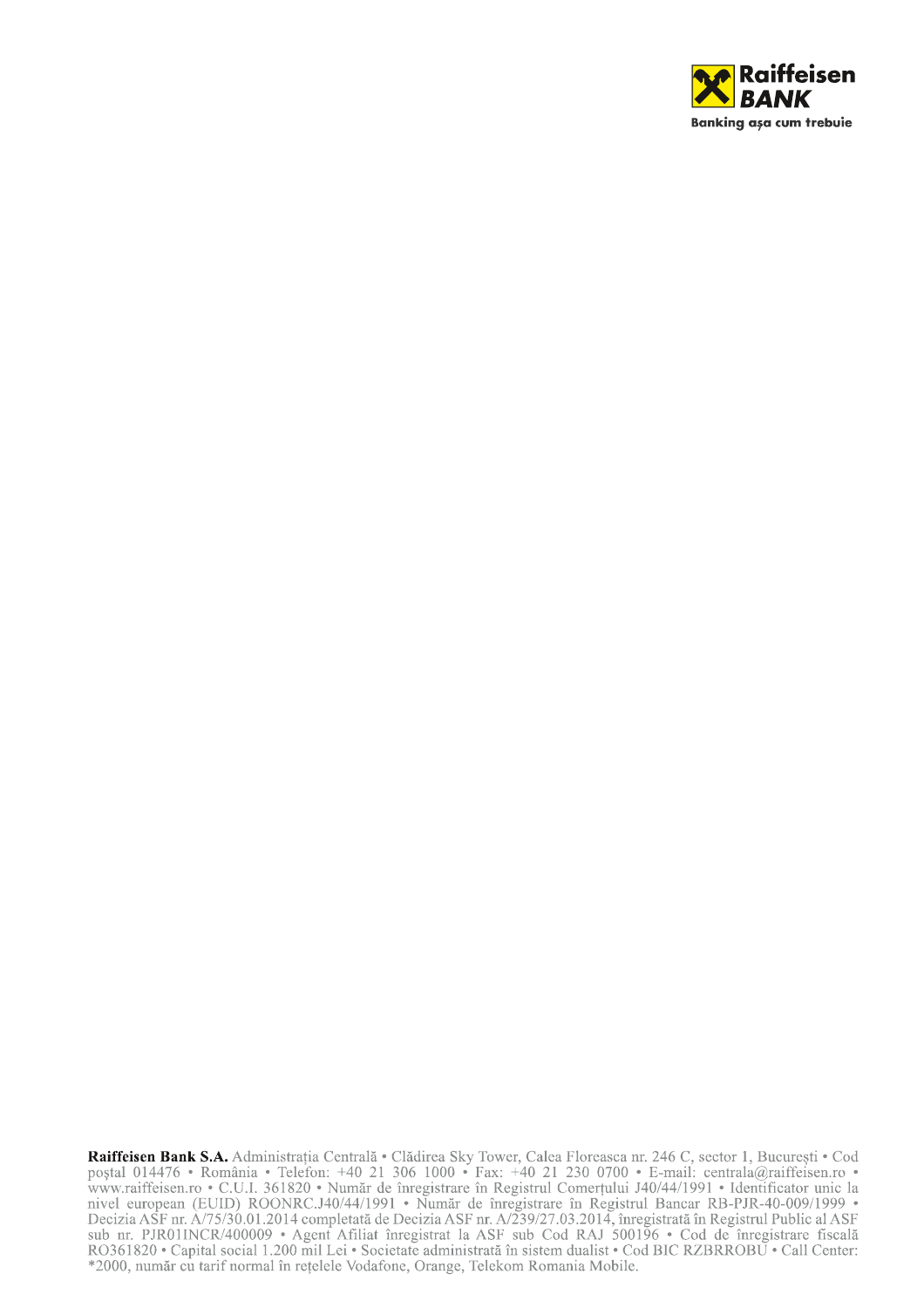**Raiffeisen BANK**

Banking așa cum trebuie

**Raiffeisen Bank S.A.** Administrația Centrală • Clădirea Sky Tower, Calea Floreasca nr. 246 C, sector 1, București • Cod poștal 014476 • România • Telefon: +40 21 306 1000 • Fax: +40 21 230 0700 • E-mail: centrala@raiffeisen.ro • www.raiffeisen.ro • C.U.I. 361820 • Număr de înregistrare în Registrul Comerțului J40/44/1991 • Identificator unic la nivel european (EUID) ROONRC.J40/44/1991 • Număr de înregistrare în Registrul Bancar RB-PJR-40-009/1999 • Decizia ASF nr. A/75/30.01.2014 completată de Decizia ASF nr. A/239/27.03.2014, înregistrată în Registrul Public al ASF sub nr. PJR01INCR/400009 • Agent Afiliat înregistrat la ASF sub Cod RAJ 500196 • Cod de înregistrare fiscală RO361820 • Capital social 1.200 mil Lei • Societate administrată în sistem dualist • Cod BIC RZBRROBU • Call Center: *2000, număr cu tarif normal în rețelele Vodafone, Orange, Telekom Romania Mobile.